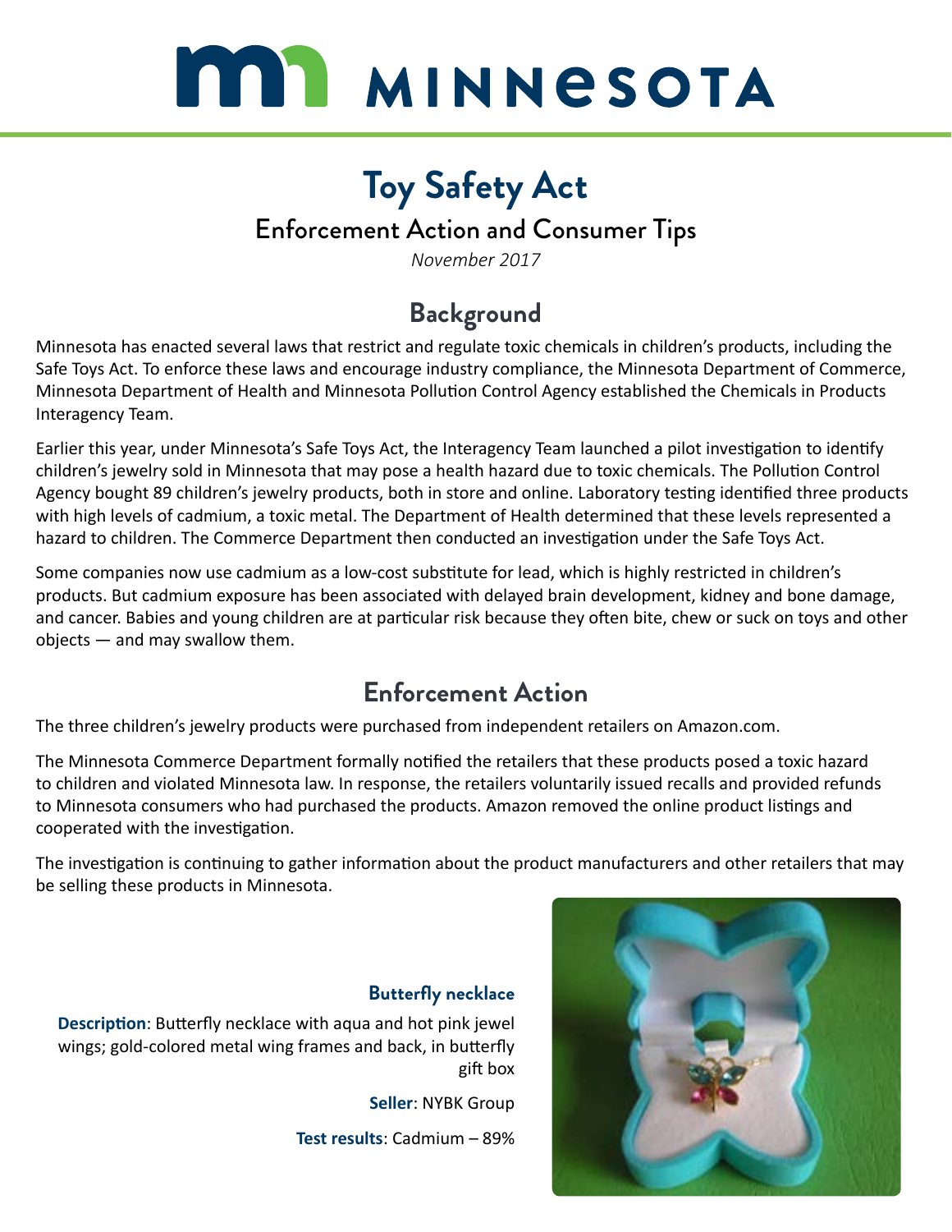# MINNESOTA

# Toy Safety Act

## Enforcement Action and Consumer Tips

*November 2017*

## Background

Minnesota has enacted several laws that restrict and regulate toxic chemicals in children's products, including the Safe Toys Act. To enforce these laws and encourage industry compliance, the Minnesota Department of Commerce, Minnesota Department of Health and Minnesota Pollution Control Agency established the Chemicals in Products Interagency Team.

Earlier this year, under Minnesota's Safe Toys Act, the Interagency Team launched a pilot investigation to identify children's jewelry sold in Minnesota that may pose a health hazard due to toxic chemicals. The Pollution Control Agency bought 89 children's jewelry products, both in store and online. Laboratory testing identified three products with high levels of cadmium, a toxic metal. The Department of Health determined that these levels represented a hazard to children. The Commerce Department then conducted an investigation under the Safe Toys Act.

Some companies now use cadmium as a low-cost substitute for lead, which is highly restricted in children's products. But cadmium exposure has been associated with delayed brain development, kidney and bone damage, and cancer. Babies and young children are at particular risk because they often bite, chew or suck on toys and other objects — and may swallow them.

## Enforcement Action

The three children's jewelry products were purchased from independent retailers on Amazon.com.

The Minnesota Commerce Department formally notified the retailers that these products posed a toxic hazard to children and violated Minnesota law. In response, the retailers voluntarily issued recalls and provided refunds to Minnesota consumers who had purchased the products. Amazon removed the online product listings and cooperated with the investigation.

The investigation is continuing to gather information about the product manufacturers and other retailers that may be selling these products in Minnesota.

### Butterfly necklace

**Description**: Butterfly necklace with aqua and hot pink jewel wings; gold-colored metal wing frames and back, in butterfly gift box

**Seller**: NYBK Group

**Test results**: Cadmium – 89%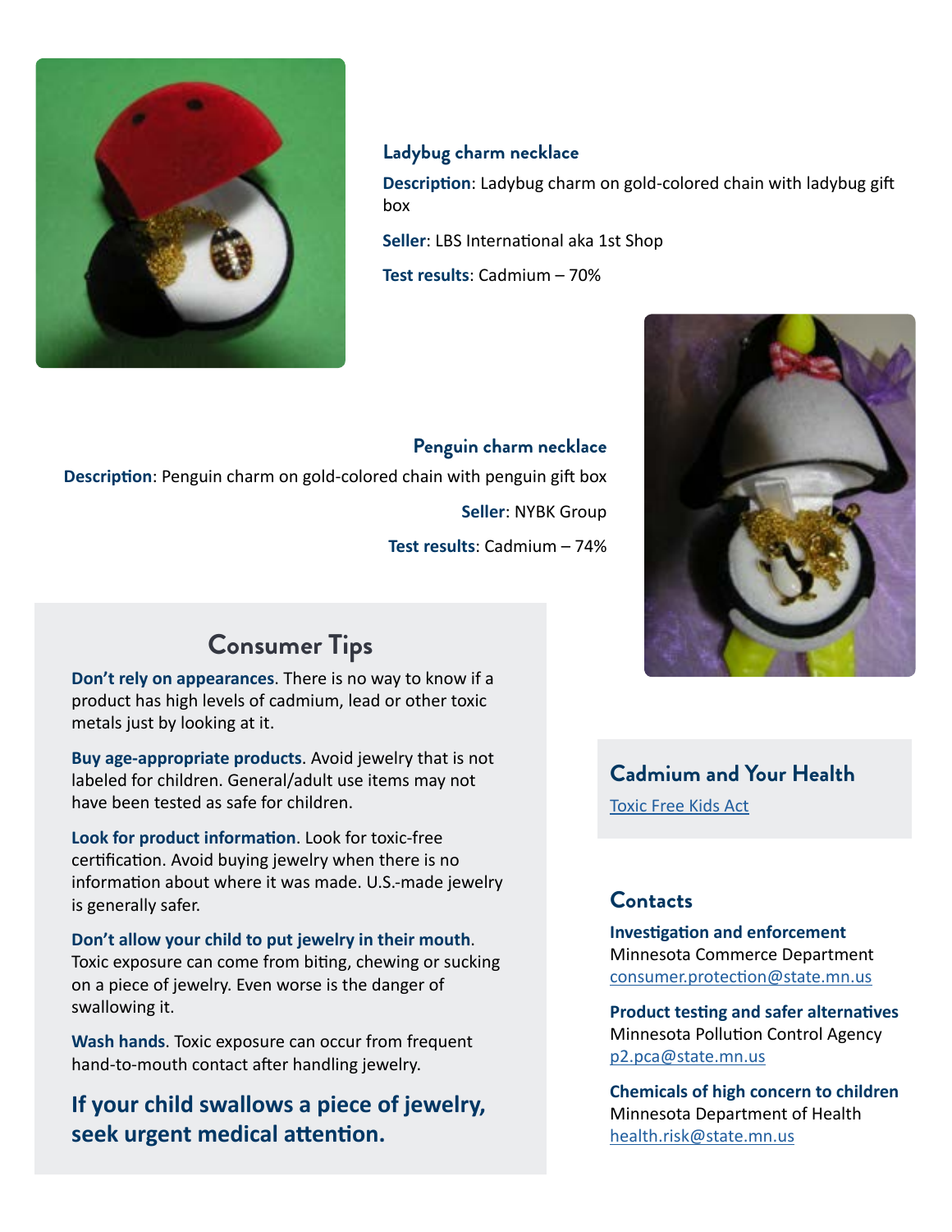### Ladybug charm necklace

**Description**: Ladybug charm on gold-colored chain with ladybug gift box

**Seller**: LBS International aka 1st Shop

**Test results**: Cadmium – 70%

### Penguin charm necklace

**Description**: Penguin charm on gold-colored chain with penguin gift box

**Seller**: NYBK Group

**Test results**: Cadmium – 74%

## Consumer Tips

**Don't rely on appearances**. There is no way to know if a product has high levels of cadmium, lead or other toxic metals just by looking at it.

**Buy age-appropriate products**. Avoid jewelry that is not labeled for children. General/adult use items may not have been tested as safe for children.

**Look for product information**. Look for toxic-free certification. Avoid buying jewelry when there is no information about where it was made. U.S.-made jewelry is generally safer.

**Don't allow your child to put jewelry in their mouth**. Toxic exposure can come from biting, chewing or sucking on a piece of jewelry. Even worse is the danger of swallowing it.

**Wash hands**. Toxic exposure can occur from frequent hand-to-mouth contact after handling jewelry.

**If your child swallows a piece of jewelry, seek urgent medical attention.**

## Cadmium and Your Health

Toxic Free Kids Act

## Contacts

**Investigation and enforcement**
Minnesota Commerce Department
consumer.protection@state.mn.us

**Product testing and safer alternatives**
Minnesota Pollution Control Agency
p2.pca@state.mn.us

**Chemicals of high concern to children**
Minnesota Department of Health
health.risk@state.mn.us